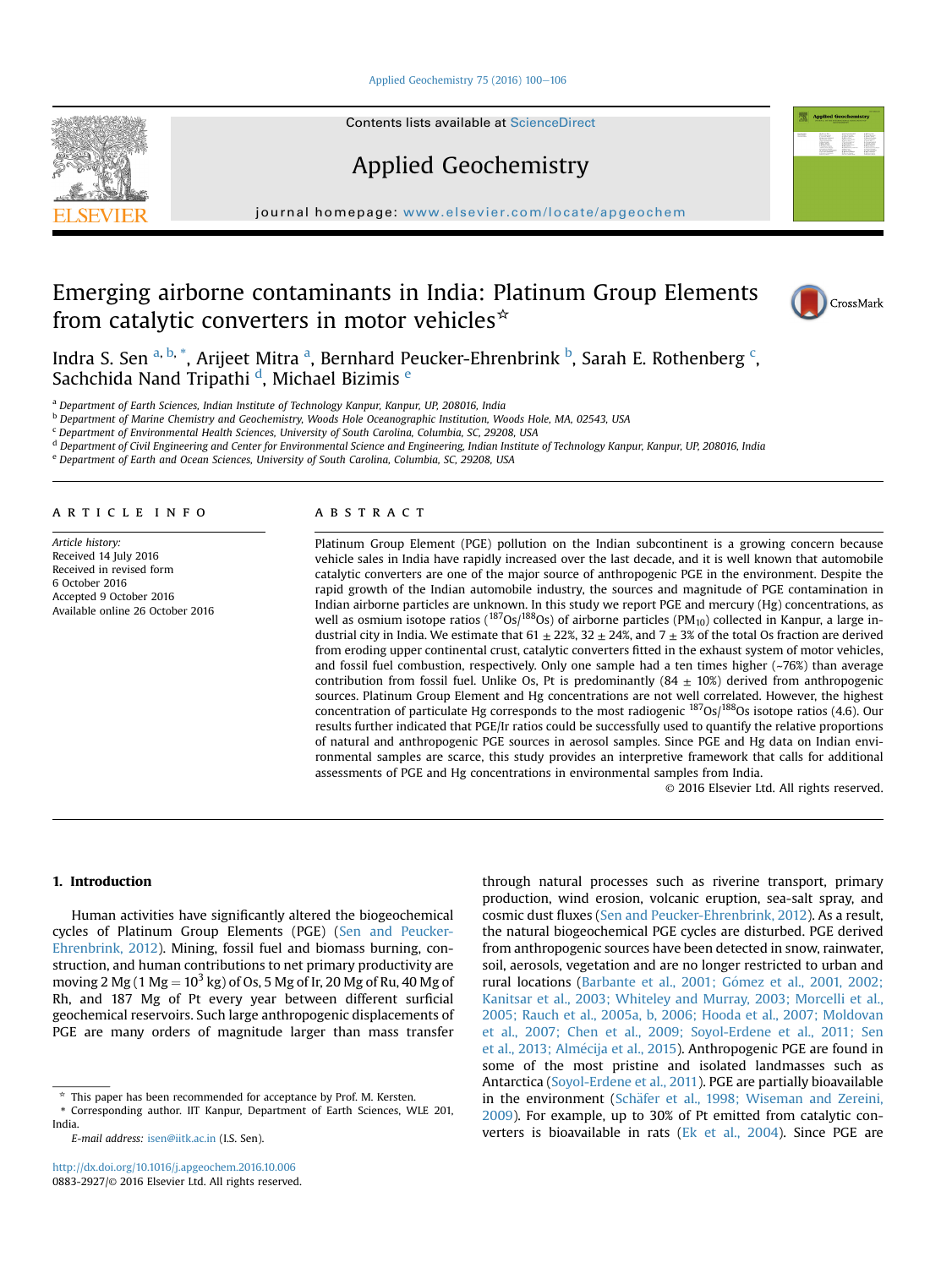# Emerging airborne contaminants in India: Platinum Group Elements from catalytic converters in motor vehicles☆

Indra S. Sen [a, b, *], Arijeet Mitra [a], Bernhard Peucker-Ehrenbrink [b], Sarah E. Rothenberg [c], Sachchida Nand Tripathi [d], Michael Bizimis [e]

[a] Department of Earth Sciences, Indian Institute of Technology Kanpur, Kanpur, UP, 208016, India
[b] Department of Marine Chemistry and Geochemistry, Woods Hole Oceanographic Institution, Woods Hole, MA, 02543, USA
[c] Department of Environmental Health Sciences, University of South Carolina, Columbia, SC, 29208, USA
[d] Department of Civil Engineering and Center for Environmental Science and Engineering, Indian Institute of Technology Kanpur, Kanpur, UP, 208016, India
[e] Department of Earth and Ocean Sciences, University of South Carolina, Columbia, SC, 29208, USA

## ARTICLE INFO

*Article history:*
Received 14 July 2016
Received in revised form 6 October 2016
Accepted 9 October 2016
Available online 26 October 2016

## ABSTRACT

Platinum Group Element (PGE) pollution on the Indian subcontinent is a growing concern because vehicle sales in India have rapidly increased over the last decade, and it is well known that automobile catalytic converters are one of the major source of anthropogenic PGE in the environment. Despite the rapid growth of the Indian automobile industry, the sources and magnitude of PGE contamination in Indian airborne particles are unknown. In this study we report PGE and mercury (Hg) concentrations, as well as osmium isotope ratios ($^{187}Os/^{188}Os$) of airborne particles ($PM_{10}$) collected in Kanpur, a large industrial city in India. We estimate that 61 ± 22%, 32 ± 24%, and 7 ± 3% of the total Os fraction are derived from eroding upper continental crust, catalytic converters fitted in the exhaust system of motor vehicles, and fossil fuel combustion, respectively. Only one sample had a ten times higher (~76%) than average contribution from fossil fuel. Unlike Os, Pt is predominantly (84 ± 10%) derived from anthropogenic sources. Platinum Group Element and Hg concentrations are not well correlated. However, the highest concentration of particulate Hg corresponds to the most radiogenic $^{187}Os/^{188}Os$ isotope ratios (4.6). Our results further indicated that PGE/Ir ratios could be successfully used to quantify the relative proportions of natural and anthropogenic PGE sources in aerosol samples. Since PGE and Hg data on Indian environmental samples are scarce, this study provides an interpretive framework that calls for additional assessments of PGE and Hg concentrations in environmental samples from India.

© 2016 Elsevier Ltd. All rights reserved.

## 1. Introduction

Human activities have significantly altered the biogeochemical cycles of Platinum Group Elements (PGE) (Sen and Peucker-Ehrenbrink, 2012). Mining, fossil fuel and biomass burning, construction, and human contributions to net primary productivity are moving 2 Mg (1 Mg = $10^3$ kg) of Os, 5 Mg of Ir, 20 Mg of Ru, 40 Mg of Rh, and 187 Mg of Pt every year between different surficial geochemical reservoirs. Such large anthropogenic displacements of PGE are many orders of magnitude larger than mass transfer through natural processes such as riverine transport, primary production, wind erosion, volcanic eruption, sea-salt spray, and cosmic dust fluxes (Sen and Peucker-Ehrenbrink, 2012). As a result, the natural biogeochemical PGE cycles are disturbed. PGE derived from anthropogenic sources have been detected in snow, rainwater, soil, aerosols, vegetation and are no longer restricted to urban and rural locations (Barbante et al., 2001; Gómez et al., 2001, 2002; Kanitsar et al., 2003; Whiteley and Murray, 2003; Morcelli et al., 2005; Rauch et al., 2005a, b, 2006; Hooda et al., 2007; Moldovan et al., 2007; Chen et al., 2009; Soyol-Erdene et al., 2011; Sen et al., 2013; Almécija et al., 2015). Anthropogenic PGE are found in some of the most pristine and isolated landmasses such as Antarctica (Soyol-Erdene et al., 2011). PGE are partially bioavailable in the environment (Schäfer et al., 1998; Wiseman and Zereini, 2009). For example, up to 30% of Pt emitted from catalytic converters is bioavailable in rats (Ek et al., 2004). Since PGE are

☆ This paper has been recommended for acceptance by Prof. M. Kersten.
* Corresponding author. IIT Kanpur, Department of Earth Sciences, WLE 201, India.
E-mail address: isen@iitk.ac.in (I.S. Sen).

http://dx.doi.org/10.1016/j.apgeochem.2016.10.006
0883-2927/© 2016 Elsevier Ltd. All rights reserved.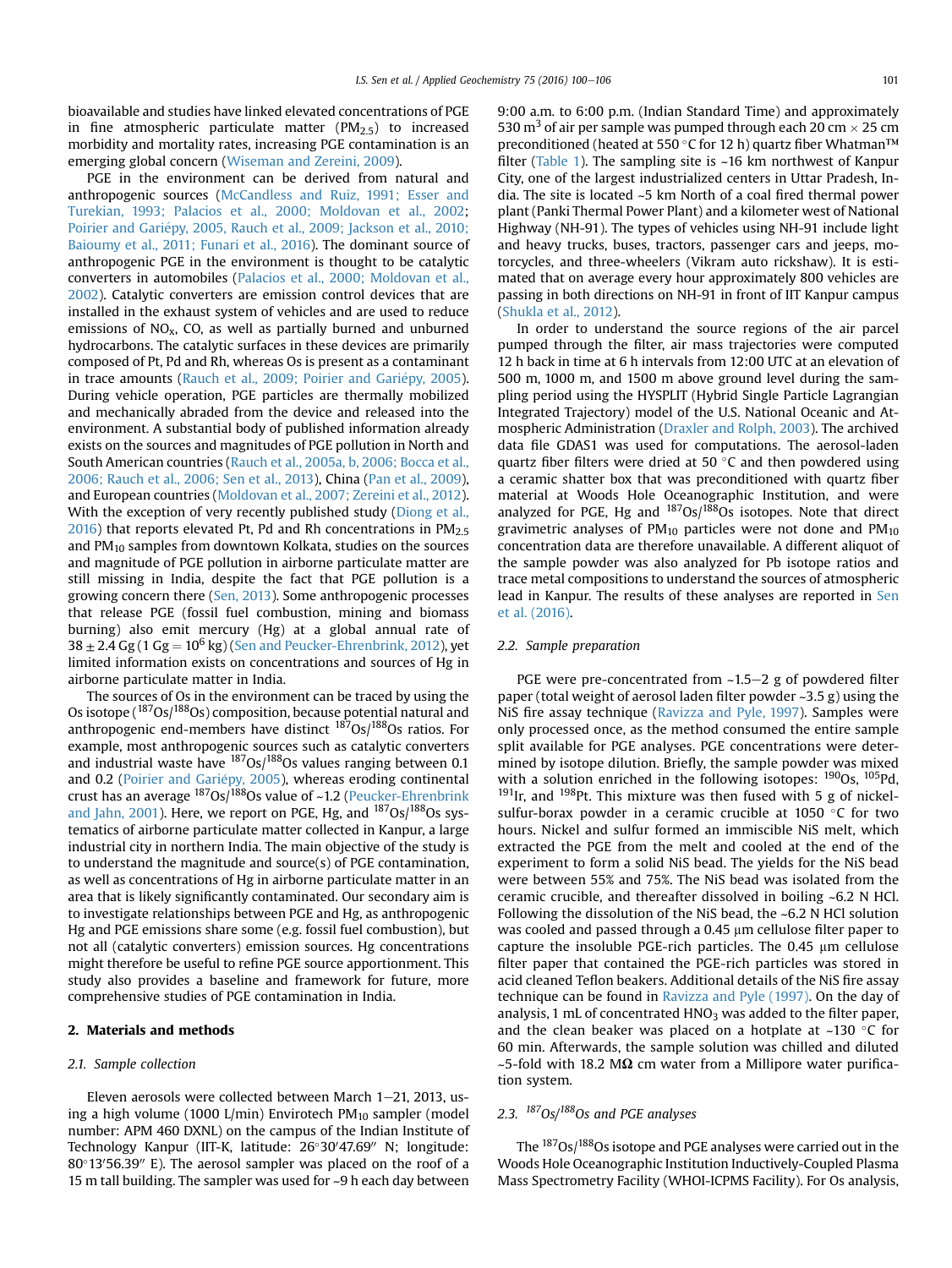bioavailable and studies have linked elevated concentrations of PGE in fine atmospheric particulate matter ($PM_{2.5}$) to increased morbidity and mortality rates, increasing PGE contamination is an emerging global concern (Wiseman and Zereini, 2009).

PGE in the environment can be derived from natural and anthropogenic sources (McCandless and Ruiz, 1991; Esser and Turekian, 1993; Palacios et al., 2000; Moldovan et al., 2002; Poirier and Gariépy, 2005, Rauch et al., 2009; Jackson et al., 2010; Baioumy et al., 2011; Funari et al., 2016). The dominant source of anthropogenic PGE in the environment is thought to be catalytic converters in automobiles (Palacios et al., 2000; Moldovan et al., 2002). Catalytic converters are emission control devices that are installed in the exhaust system of vehicles and are used to reduce emissions of $NO_x$, CO, as well as partially burned and unburned hydrocarbons. The catalytic surfaces in these devices are primarily composed of Pt, Pd and Rh, whereas Os is present as a contaminant in trace amounts (Rauch et al., 2009; Poirier and Gariépy, 2005). During vehicle operation, PGE particles are thermally mobilized and mechanically abraded from the device and released into the environment. A substantial body of published information already exists on the sources and magnitudes of PGE pollution in North and South American countries (Rauch et al., 2005a, b, 2006; Bocca et al., 2006; Rauch et al., 2006; Sen et al., 2013), China (Pan et al., 2009), and European countries (Moldovan et al., 2007; Zereini et al., 2012). With the exception of very recently published study (Diong et al., 2016) that reports elevated Pt, Pd and Rh concentrations in $PM_{2.5}$ and $PM_{10}$ samples from downtown Kolkata, studies on the sources and magnitude of PGE pollution in airborne particulate matter are still missing in India, despite the fact that PGE pollution is a growing concern there (Sen, 2013). Some anthropogenic processes that release PGE (fossil fuel combustion, mining and biomass burning) also emit mercury (Hg) at a global annual rate of $38 \pm 2.4$ Gg (1 Gg $= 10^6$ kg) (Sen and Peucker-Ehrenbrink, 2012), yet limited information exists on concentrations and sources of Hg in airborne particulate matter in India.

The sources of Os in the environment can be traced by using the Os isotope ($^{187}Os/^{188}Os$) composition, because potential natural and anthropogenic end-members have distinct $^{187}Os/^{188}Os$ ratios. For example, most anthropogenic sources such as catalytic converters and industrial waste have $^{187}Os/^{188}Os$ values ranging between 0.1 and 0.2 (Poirier and Gariépy, 2005), whereas eroding continental crust has an average $^{187}Os/^{188}Os$ value of ~1.2 (Peucker-Ehrenbrink and Jahn, 2001). Here, we report on PGE, Hg, and $^{187}Os/^{188}Os$ systematics of airborne particulate matter collected in Kanpur, a large industrial city in northern India. The main objective of the study is to understand the magnitude and source(s) of PGE contamination, as well as concentrations of Hg in airborne particulate matter in an area that is likely significantly contaminated. Our secondary aim is to investigate relationships between PGE and Hg, as anthropogenic Hg and PGE emissions share some (e.g. fossil fuel combustion), but not all (catalytic converters) emission sources. Hg concentrations might therefore be useful to refine PGE source apportionment. This study also provides a baseline and framework for future, more comprehensive studies of PGE contamination in India.

## 2. Materials and methods

### 2.1. Sample collection

Eleven aerosols were collected between March 1–21, 2013, using a high volume (1000 L/min) Envirotech $PM_{10}$ sampler (model number: APM 460 DXNL) on the campus of the Indian Institute of Technology Kanpur (IIT-K, latitude: 26°30′47.69″ N; longitude: 80°13′56.39″ E). The aerosol sampler was placed on the roof of a 15 m tall building. The sampler was used for ~9 h each day between 9:00 a.m. to 6:00 p.m. (Indian Standard Time) and approximately 530 $m^3$ of air per sample was pumped through each 20 cm × 25 cm preconditioned (heated at 550 °C for 12 h) quartz fiber Whatman™ filter (Table 1). The sampling site is ~16 km northwest of Kanpur City, one of the largest industrialized centers in Uttar Pradesh, India. The site is located ~5 km North of a coal fired thermal power plant (Panki Thermal Power Plant) and a kilometer west of National Highway (NH-91). The types of vehicles using NH-91 include light and heavy trucks, buses, tractors, passenger cars and jeeps, motorcycles, and three-wheelers (Vikram auto rickshaw). It is estimated that on average every hour approximately 800 vehicles are passing in both directions on NH-91 in front of IIT Kanpur campus (Shukla et al., 2012).

In order to understand the source regions of the air parcel pumped through the filter, air mass trajectories were computed 12 h back in time at 6 h intervals from 12:00 UTC at an elevation of 500 m, 1000 m, and 1500 m above ground level during the sampling period using the HYSPLIT (Hybrid Single Particle Lagrangian Integrated Trajectory) model of the U.S. National Oceanic and Atmospheric Administration (Draxler and Rolph, 2003). The archived data file GDAS1 was used for computations. The aerosol-laden quartz fiber filters were dried at 50 °C and then powdered using a ceramic shatter box that was preconditioned with quartz fiber material at Woods Hole Oceanographic Institution, and were analyzed for PGE, Hg and $^{187}Os/^{188}Os$ isotopes. Note that direct gravimetric analyses of $PM_{10}$ particles were not done and $PM_{10}$ concentration data are therefore unavailable. A different aliquot of the sample powder was also analyzed for Pb isotope ratios and trace metal compositions to understand the sources of atmospheric lead in Kanpur. The results of these analyses are reported in Sen et al. (2016).

### 2.2. Sample preparation

PGE were pre-concentrated from ~1.5–2 g of powdered filter paper (total weight of aerosol laden filter powder ~3.5 g) using the NiS fire assay technique (Ravizza and Pyle, 1997). Samples were only processed once, as the method consumed the entire sample split available for PGE analyses. PGE concentrations were determined by isotope dilution. Briefly, the sample powder was mixed with a solution enriched in the following isotopes: $^{190}$Os, $^{105}$Pd, $^{191}$Ir, and $^{198}$Pt. This mixture was then fused with 5 g of nickel-sulfur-borax powder in a ceramic crucible at 1050 °C for two hours. Nickel and sulfur formed an immiscible NiS melt, which extracted the PGE from the melt and cooled at the end of the experiment to form a solid NiS bead. The yields for the NiS bead were between 55% and 75%. The NiS bead was isolated from the ceramic crucible, and thereafter dissolved in boiling ~6.2 N HCl. Following the dissolution of the NiS bead, the ~6.2 N HCl solution was cooled and passed through a 0.45 μm cellulose filter paper to capture the insoluble PGE-rich particles. The 0.45 μm cellulose filter paper that contained the PGE-rich particles was stored in acid cleaned Teflon beakers. Additional details of the NiS fire assay technique can be found in Ravizza and Pyle (1997). On the day of analysis, 1 mL of concentrated $HNO_3$ was added to the filter paper, and the clean beaker was placed on a hotplate at ~130 °C for 60 min. Afterwards, the sample solution was chilled and diluted ~5-fold with 18.2 MΩ cm water from a Millipore water purification system.

### 2.3. $^{187}Os/^{188}Os$ and PGE analyses

The $^{187}Os/^{188}Os$ isotope and PGE analyses were carried out in the Woods Hole Oceanographic Institution Inductively-Coupled Plasma Mass Spectrometry Facility (WHOI-ICPMS Facility). For Os analysis,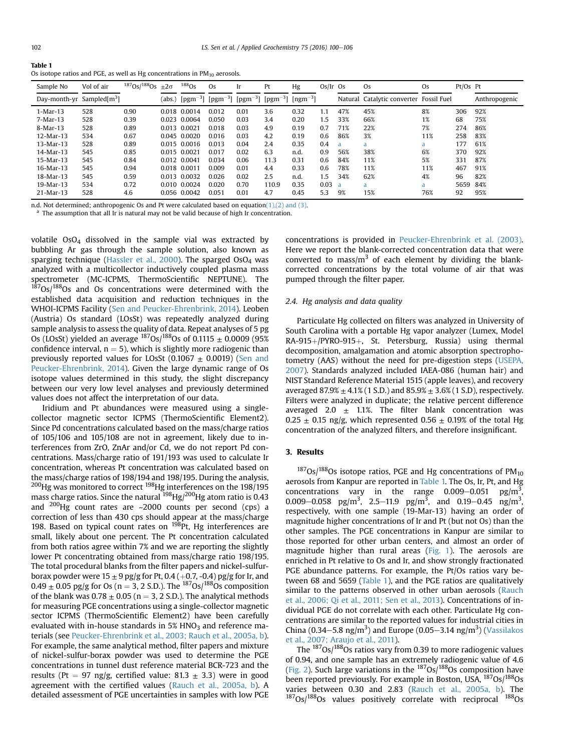**Table 1**
Os isotope ratios and PGE, as well as Hg concentrations in $PM_{10}$ aerosols.

| Sample No | Vol of air | $^{187}Os/^{188}Os$ | $\pm 2\sigma$ | $^{188}Os$ | Os | Ir | Pt | Hg | Os/Ir | Os | Os | Os | Pt/Os | Pt |
|---|---|---|---|---|---|---|---|---|---|---|---|---|---|---|
| Day-month-yr | Sampled[$m^3$] | | (abs.) | [$pgm^{-3}$] | [$pgm^{-3}$] | [$pgm^{-3}$] | [$pgm^{-3}$] | [$ngm^{-3}$] | | Natural | Catalytic converter | Fossil Fuel | | Anthropogenic |
| 1-Mar-13 | 528 | 0.90 | 0.018 | 0.0014 | 0.012 | 0.01 | 3.6 | 0.32 | 1.1 | 47% | 45% | 8% | 306 | 92% |
| 7-Mar-13 | 528 | 0.39 | 0.023 | 0.0064 | 0.050 | 0.03 | 3.4 | 0.20 | 1.5 | 33% | 66% | 1% | 68 | 75% |
| 8-Mar-13 | 528 | 0.89 | 0.013 | 0.0021 | 0.018 | 0.03 | 4.9 | 0.19 | 0.7 | 71% | 22% | 7% | 274 | 86% |
| 12-Mar-13 | 534 | 0.67 | 0.045 | 0.0020 | 0.016 | 0.03 | 4.2 | 0.19 | 0.6 | 86% | 3% | 11% | 258 | 83% |
| 13-Mar-13 | 528 | 0.89 | 0.015 | 0.0016 | 0.013 | 0.04 | 2.4 | 0.35 | 0.4 | a | a | a | 177 | 61% |
| 14-Mar-13 | 545 | 0.85 | 0.015 | 0.0021 | 0.017 | 0.02 | 6.3 | n.d. | 0.9 | 56% | 38% | 6% | 370 | 92% |
| 15-Mar-13 | 545 | 0.84 | 0.012 | 0.0041 | 0.034 | 0.06 | 11.3 | 0.31 | 0.6 | 84% | 11% | 5% | 331 | 87% |
| 16-Mar-13 | 545 | 0.94 | 0.018 | 0.0011 | 0.009 | 0.01 | 4.4 | 0.33 | 0.6 | 78% | 11% | 11% | 467 | 91% |
| 18-Mar-13 | 545 | 0.59 | 0.013 | 0.0032 | 0.026 | 0.02 | 2.5 | n.d. | 1.5 | 34% | 62% | 4% | 96 | 82% |
| 19-Mar-13 | 534 | 0.72 | 0.010 | 0.0024 | 0.020 | 0.70 | 110.9 | 0.35 | 0.03 | a | a | a | 5659 | 84% |
| 21-Mar-13 | 528 | 4.6 | 0.056 | 0.0042 | 0.051 | 0.01 | 4.7 | 0.45 | 5.3 | 9% | 15% | 76% | 92 | 95% |

n.d. Not determined; anthropogenic Os and Pt were calculated based on equation(1),(2) and (3).
[a] The assumption that all Ir is natural may not be valid because of high Ir concentration.

volatile $OsO_4$ dissolved in the sample vial was extracted by bubbling Ar gas through the sample solution, also known as sparging technique (Hassler et al., 2000). The sparged $OsO_4$ was analyzed with a multicollector inductively coupled plasma mass spectrometer (MC-ICPMS, ThermoScientific NEPTUNE). The $^{187}Os/^{188}Os$ and Os concentrations were determined with the established data acquisition and reduction techniques in the WHOI-ICPMS Facility (Sen and Peucker-Ehrenbrink, 2014). Leoben (Austria) Os standard (LOsSt) was repeatedly analyzed during sample analysis to assess the quality of data. Repeat analyses of 5 pg Os (LOsSt) yielded an average $^{187}Os/^{188}Os$ of $0.1115 \pm 0.0009$ (95% confidence interval, $n = 5$), which is slightly more radiogenic than previously reported values for LOsSt ($0.1067 \pm 0.0019$) (Sen and Peucker-Ehrenbrink, 2014). Given the large dynamic range of Os isotope values determined in this study, the slight discrepancy between our very low level analyses and previously determined values does not affect the interpretation of our data.

Iridium and Pt abundances were measured using a single-collector magnetic sector ICPMS (ThermoScientific Element2). Since Pd concentrations calculated based on the mass/charge ratios of 105/106 and 105/108 are not in agreement, likely due to interferences from ZrO, ZnAr and/or Cd, we do not report Pd concentrations. Mass/charge ratio of 191/193 was used to calculate Ir concentration, whereas Pt concentration was calculated based on the mass/charge ratios of 198/194 and 198/195. During the analysis, $^{200}Hg$ was monitored to correct $^{198}Hg$ interferences on the 198/195 mass charge ratios. Since the natural $^{198}Hg/^{200}Hg$ atom ratio is 0.43 and $^{200}Hg$ count rates are ~2000 counts per second (cps) a correction of less than 430 cps should appear at the mass/charge 198. Based on typical count rates on $^{198}Pt$, Hg interferences are small, likely about one percent. The Pt concentration calculated from both ratios agree within 7% and we are reporting the slightly lower Pt concentrating obtained from mass/charge ratio 198/195. The total procedural blanks from the filter papers and nickel-sulfur-borax powder were $15 \pm 9$ pg/g for Pt, 0.4 (+0.7, -0.4) pg/g for Ir, and $0.49 \pm 0.05$ pg/g for Os ($n = 3$, 2 S.D.). The $^{187}Os/^{188}Os$ composition of the blank was $0.78 \pm 0.05$ ($n = 3$, 2 S.D.). The analytical methods for measuring PGE concentrations using a single-collector magnetic sector ICPMS (ThermoScientific Element2) have been carefully evaluated with in-house standards in 5% $HNO_3$ and reference materials (see Peucker-Ehrenbrink et al., 2003; Rauch et al., 2005a, b). For example, the same analytical method, filter papers and mixture of nickel-sulfur-borax powder was used to determine the PGE concentrations in tunnel dust reference material BCR-723 and the results (Pt = 97 ng/g, certified value: $81.3 \pm 3.3$) were in good agreement with the certified values (Rauch et al., 2005a, b). A detailed assessment of PGE uncertainties in samples with low PGE concentrations is provided in Peucker-Ehrenbrink et al. (2003). Here we report the blank-corrected concentration data that were converted to mass/$m^3$ of each element by dividing the blank-corrected concentrations by the total volume of air that was pumped through the filter paper.

### 2.4. Hg analysis and data quality

Particulate Hg collected on filters was analyzed in University of South Carolina with a portable Hg vapor analyzer (Lumex, Model RA-915+/PYRO-915+, St. Petersburg, Russia) using thermal decomposition, amalgamation and atomic absorption spectrophotometry (AAS) without the need for pre-digestion steps (USEPA, 2007). Standards analyzed included IAEA-086 (human hair) and NIST Standard Reference Material 1515 (apple leaves), and recovery averaged $87.9\% \pm 4.1\%$ (1 S.D.) and $85.9\% \pm 3.6\%$ (1 S.D), respectively. Filters were analyzed in duplicate; the relative percent difference averaged $2.0 \pm 1.1\%$. The filter blank concentration was $0.25 \pm 0.15$ ng/g, which represented $0.56 \pm 0.19\%$ of the total Hg concentration of the analyzed filters, and therefore insignificant.

## 3. Results

$^{187}Os/^{188}Os$ isotope ratios, PGE and Hg concentrations of $PM_{10}$ aerosols from Kanpur are reported in Table 1. The Os, Ir, Pt, and Hg concentrations vary in the range 0.009–0.051 pg/$m^3$, 0.009–0.058 pg/$m^3$, 2.5–11.9 pg/$m^3$, and 0.19–0.45 ng/$m^3$, respectively, with one sample (19-Mar-13) having an order of magnitude higher concentrations of Ir and Pt (but not Os) than the other samples. The PGE concentrations in Kanpur are similar to those reported for other urban centers, and almost an order of magnitude higher than rural areas (Fig. 1). The aerosols are enriched in Pt relative to Os and Ir, and show strongly fractionated PGE abundance patterns. For example, the Pt/Os ratios vary between 68 and 5659 (Table 1), and the PGE ratios are qualitatively similar to the patterns observed in other urban aerosols (Rauch et al., 2006; Qi et al., 2011; Sen et al., 2013). Concentrations of individual PGE do not correlate with each other. Particulate Hg concentrations are similar to the reported values for industrial cities in China (0.34–5.8 ng/$m^3$) and Europe (0.05–3.14 ng/$m^3$) (Vassilakos et al., 2007; Araujo et al., 2011).

The $^{187}Os/^{188}Os$ ratios vary from 0.39 to more radiogenic values of 0.94, and one sample has an extremely radiogenic value of 4.6 (Fig. 2). Such large variations in the $^{187}Os/^{188}Os$ composition have been reported previously. For example in Boston, USA, $^{187}Os/^{188}Os$ varies between 0.30 and 2.83 (Rauch et al., 2005a, b). The $^{187}Os/^{188}Os$ values positively correlate with reciprocal $^{188}Os$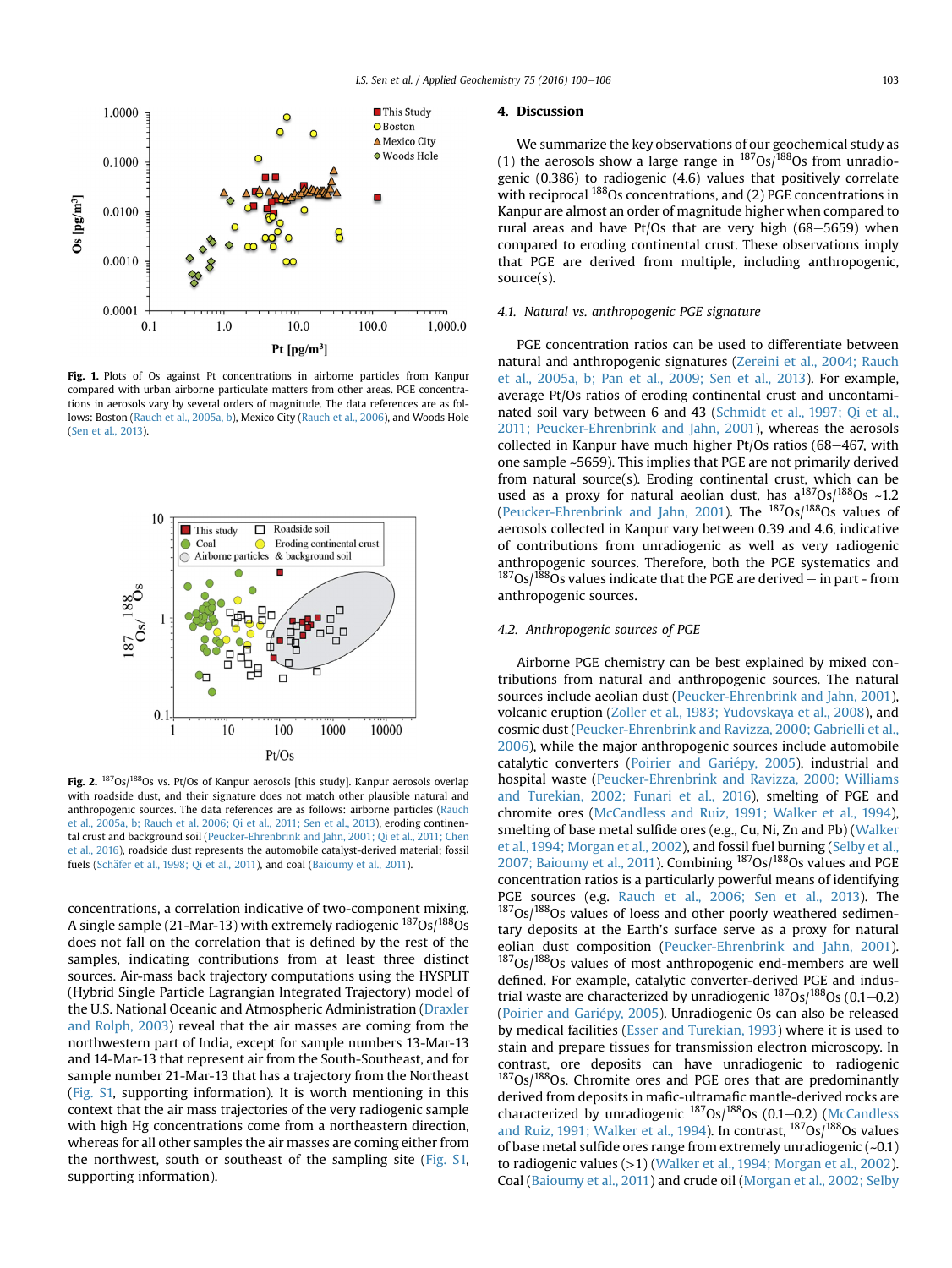Fig. 1. Plots of Os against Pt concentrations in airborne particles from Kanpur compared with urban airborne particulate matters from other areas. PGE concentrations in aerosols vary by several orders of magnitude. The data references are as follows: Boston (Rauch et al., 2005a, b), Mexico City (Rauch et al., 2006), and Woods Hole (Sen et al., 2013).

Fig. 2. $^{187}Os/^{188}Os$ vs. Pt/Os of Kanpur aerosols [this study]. Kanpur aerosols overlap with roadside dust, and their signature does not match other plausible natural and anthropogenic sources. The data references are as follows: airborne particles (Rauch et al., 2005a, b; Rauch et al. 2006; Qi et al., 2011; Sen et al., 2013), eroding continental crust and background soil (Peucker-Ehrenbrink and Jahn, 2001; Qi et al., 2011; Chen et al., 2016), roadside dust represents the automobile catalyst-derived material; fossil fuels (Schäfer et al., 1998; Qi et al., 2011), and coal (Baioumy et al., 2011).

concentrations, a correlation indicative of two-component mixing. A single sample (21-Mar-13) with extremely radiogenic $^{187}Os/^{188}Os$ does not fall on the correlation that is defined by the rest of the samples, indicating contributions from at least three distinct sources. Air-mass back trajectory computations using the HYSPLIT (Hybrid Single Particle Lagrangian Integrated Trajectory) model of the U.S. National Oceanic and Atmospheric Administration (Draxler and Rolph, 2003) reveal that the air masses are coming from the northwestern part of India, except for sample numbers 13-Mar-13 and 14-Mar-13 that represent air from the South-Southeast, and for sample number 21-Mar-13 that has a trajectory from the Northeast (Fig. S1, supporting information). It is worth mentioning in this context that the air mass trajectories of the very radiogenic sample with high Hg concentrations come from a northeastern direction, whereas for all other samples the air masses are coming either from the northwest, south or southeast of the sampling site (Fig. S1, supporting information).

## 4. Discussion

We summarize the key observations of our geochemical study as (1) the aerosols show a large range in $^{187}Os/^{188}Os$ from unradiogenic (0.386) to radiogenic (4.6) values that positively correlate with reciprocal $^{188}Os$ concentrations, and (2) PGE concentrations in Kanpur are almost an order of magnitude higher when compared to rural areas and have Pt/Os that are very high (68–5659) when compared to eroding continental crust. These observations imply that PGE are derived from multiple, including anthropogenic, source(s).

### 4.1. Natural vs. anthropogenic PGE signature

PGE concentration ratios can be used to differentiate between natural and anthropogenic signatures (Zereini et al., 2004; Rauch et al., 2005a, b; Pan et al., 2009; Sen et al., 2013). For example, average Pt/Os ratios of eroding continental crust and uncontaminated soil vary between 6 and 43 (Schmidt et al., 1997; Qi et al., 2011; Peucker-Ehrenbrink and Jahn, 2001), whereas the aerosols collected in Kanpur have much higher Pt/Os ratios (68–467, with one sample ~5659). This implies that PGE are not primarily derived from natural source(s). Eroding continental crust, which can be used as a proxy for natural aeolian dust, has a $^{187}Os/^{188}Os$ ~1.2 (Peucker-Ehrenbrink and Jahn, 2001). The $^{187}Os/^{188}Os$ values of aerosols collected in Kanpur vary between 0.39 and 4.6, indicative of contributions from unradiogenic as well as very radiogenic anthropogenic sources. Therefore, both the PGE systematics and $^{187}Os/^{188}Os$ values indicate that the PGE are derived — in part - from anthropogenic sources.

### 4.2. Anthropogenic sources of PGE

Airborne PGE chemistry can be best explained by mixed contributions from natural and anthropogenic sources. The natural sources include aeolian dust (Peucker-Ehrenbrink and Jahn, 2001), volcanic eruption (Zoller et al., 1983; Yudovskaya et al., 2008), and cosmic dust (Peucker-Ehrenbrink and Ravizza, 2000; Gabrielli et al., 2006), while the major anthropogenic sources include automobile catalytic converters (Poirier and Gariépy, 2005), industrial and hospital waste (Peucker-Ehrenbrink and Ravizza, 2000; Williams and Turekian, 2002; Funari et al., 2016), smelting of PGE and chromite ores (McCandless and Ruiz, 1991; Walker et al., 1994), smelting of base metal sulfide ores (e.g., Cu, Ni, Zn and Pb) (Walker et al., 1994; Morgan et al., 2002), and fossil fuel burning (Selby et al., 2007; Baioumy et al., 2011). Combining $^{187}Os/^{188}Os$ values and PGE concentration ratios is a particularly powerful means of identifying PGE sources (e.g. Rauch et al., 2006; Sen et al., 2013). The $^{187}Os/^{188}Os$ values of loess and other poorly weathered sedimentary deposits at the Earth's surface serve as a proxy for natural eolian dust composition (Peucker-Ehrenbrink and Jahn, 2001). $^{187}Os/^{188}Os$ values of most anthropogenic end-members are well defined. For example, catalytic converter-derived PGE and industrial waste are characterized by unradiogenic $^{187}Os/^{188}Os$ (0.1–0.2) (Poirier and Gariépy, 2005). Unradiogenic Os can also be released by medical facilities (Esser and Turekian, 1993) where it is used to stain and prepare tissues for transmission electron microscopy. In contrast, ore deposits can have unradiogenic to radiogenic $^{187}Os/^{188}Os$. Chromite ores and PGE ores that are predominantly derived from deposits in mafic-ultramafic mantle-derived rocks are characterized by unradiogenic $^{187}Os/^{188}Os$ (0.1–0.2) (McCandless and Ruiz, 1991; Walker et al., 1994). In contrast, $^{187}Os/^{188}Os$ values of base metal sulfide ores range from extremely unradiogenic (~0.1) to radiogenic values (>1) (Walker et al., 1994; Morgan et al., 2002). Coal (Baioumy et al., 2011) and crude oil (Morgan et al., 2002; Selby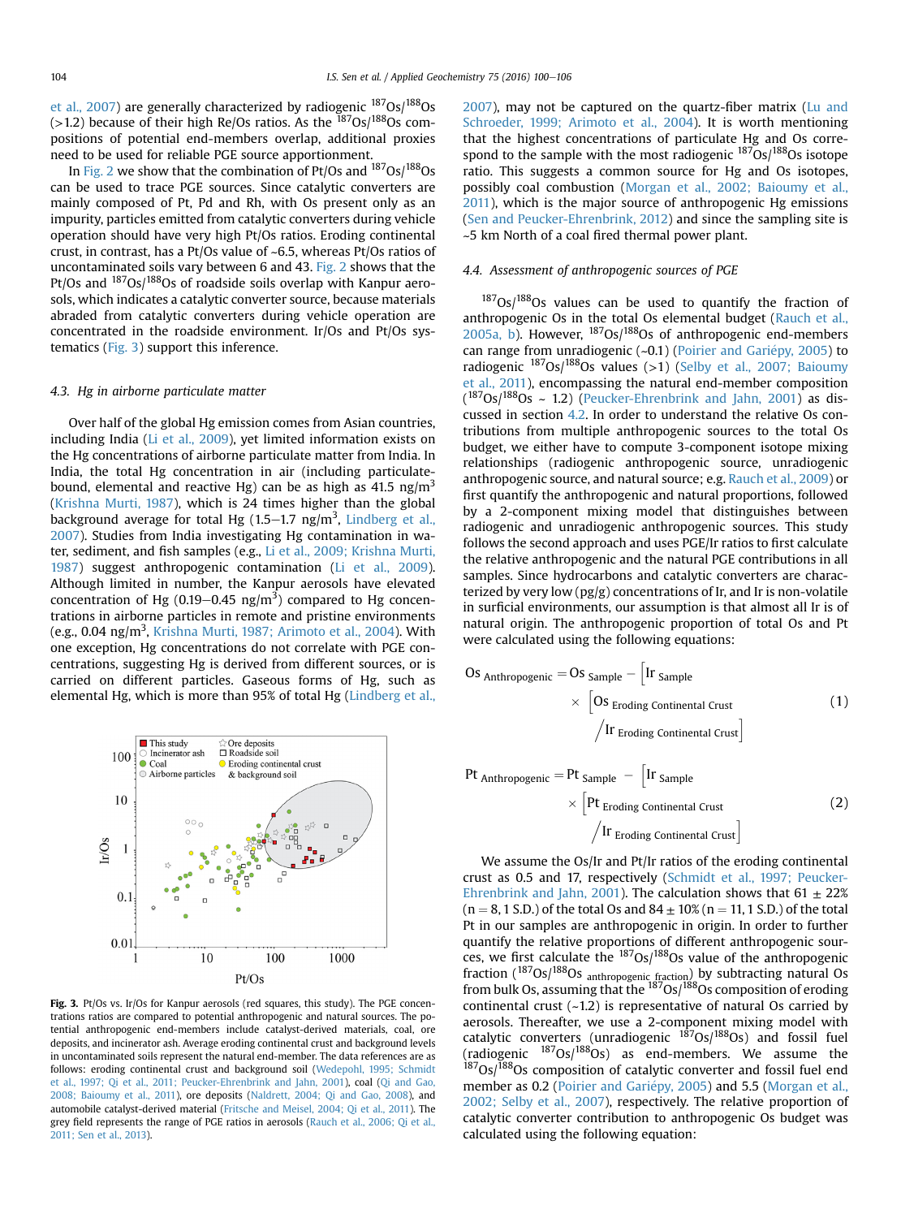et al., 2007) are generally characterized by radiogenic $^{187}Os/^{188}Os$ (>1.2) because of their high Re/Os ratios. As the $^{187}Os/^{188}Os$ compositions of potential end-members overlap, additional proxies need to be used for reliable PGE source apportionment.

In Fig. 2 we show that the combination of Pt/Os and $^{187}Os/^{188}Os$ can be used to trace PGE sources. Since catalytic converters are mainly composed of Pt, Pd and Rh, with Os present only as an impurity, particles emitted from catalytic converters during vehicle operation should have very high Pt/Os ratios. Eroding continental crust, in contrast, has a Pt/Os value of ~6.5, whereas Pt/Os ratios of uncontaminated soils vary between 6 and 43. Fig. 2 shows that the Pt/Os and $^{187}Os/^{188}Os$ of roadside soils overlap with Kanpur aerosols, which indicates a catalytic converter source, because materials abraded from catalytic converters during vehicle operation are concentrated in the roadside environment. Ir/Os and Pt/Os systematics (Fig. 3) support this inference.

### 4.3. Hg in airborne particulate matter

Over half of the global Hg emission comes from Asian countries, including India (Li et al., 2009), yet limited information exists on the Hg concentrations of airborne particulate matter from India. In India, the total Hg concentration in air (including particulate-bound, elemental and reactive Hg) can be as high as 41.5 ng/m$^3$ (Krishna Murti, 1987), which is 24 times higher than the global background average for total Hg (1.5–1.7 ng/m$^3$, Lindberg et al., 2007). Studies from India investigating Hg contamination in water, sediment, and fish samples (e.g., Li et al., 2009; Krishna Murti, 1987) suggest anthropogenic contamination (Li et al., 2009). Although limited in number, the Kanpur aerosols have elevated concentration of Hg (0.19–0.45 ng/m$^3$) compared to Hg concentrations in airborne particles in remote and pristine environments (e.g., 0.04 ng/m$^3$, Krishna Murti, 1987; Arimoto et al., 2004). With one exception, Hg concentrations do not correlate with PGE concentrations, suggesting Hg is derived from different sources, or is carried on different particles. Gaseous forms of Hg, such as elemental Hg, which is more than 95% of total Hg (Lindberg et al., 2007), may not be captured on the quartz-fiber matrix (Lu and Schroeder, 1999; Arimoto et al., 2004). It is worth mentioning that the highest concentrations of particulate Hg and Os correspond to the sample with the most radiogenic $^{187}Os/^{188}Os$ isotope ratio. This suggests a common source for Hg and Os isotopes, possibly coal combustion (Morgan et al., 2002; Baioumy et al., 2011), which is the major source of anthropogenic Hg emissions (Sen and Peucker-Ehrenbrink, 2012) and since the sampling site is ~5 km North of a coal fired thermal power plant.

**Fig. 3.** Pt/Os vs. Ir/Os for Kanpur aerosols (red squares, this study). The PGE concentrations ratios are compared to potential anthropogenic and natural sources. The potential anthropogenic end-members include catalyst-derived materials, coal, ore deposits, and incinerator ash. Average eroding continental crust and background levels in uncontaminated soils represent the natural end-member. The data references are as follows: eroding continental crust and background soil (Wedepohl, 1995; Schmidt et al., 1997; Qi et al., 2011; Peucker-Ehrenbrink and Jahn, 2001), coal (Qi and Gao, 2008; Baioumy et al., 2011), ore deposits (Naldrett, 2004; Qi and Gao, 2008), and automobile catalyst-derived material (Fritsche and Meisel, 2004; Qi et al., 2011). The grey field represents the range of PGE ratios in aerosols (Rauch et al., 2006; Qi et al., 2011; Sen et al., 2013).

### 4.4. Assessment of anthropogenic sources of PGE

$^{187}Os/^{188}Os$ values can be used to quantify the fraction of anthropogenic Os in the total Os elemental budget (Rauch et al., 2005a, b). However, $^{187}Os/^{188}Os$ of anthropogenic end-members can range from unradiogenic (~0.1) (Poirier and Gariépy, 2005) to radiogenic $^{187}Os/^{188}Os$ values (>1) (Selby et al., 2007; Baioumy et al., 2011), encompassing the natural end-member composition ($^{187}Os/^{188}Os$ ~ 1.2) (Peucker-Ehrenbrink and Jahn, 2001) as discussed in section 4.2. In order to understand the relative Os contributions from multiple anthropogenic sources to the total Os budget, we either have to compute 3-component isotope mixing relationships (radiogenic anthropogenic source, unradiogenic anthropogenic source, and natural source; e.g. Rauch et al., 2009) or first quantify the anthropogenic and natural proportions, followed by a 2-component mixing model that distinguishes between radiogenic and unradiogenic anthropogenic sources. This study follows the second approach and uses PGE/Ir ratios to first calculate the relative anthropogenic and the natural PGE contributions in all samples. Since hydrocarbons and catalytic converters are characterized by very low (pg/g) concentrations of Ir, and Ir is non-volatile in surficial environments, our assumption is that almost all Ir is of natural origin. The anthropogenic proportion of total Os and Pt were calculated using the following equations:

$$Os_{\text{Anthropogenic}} = Os_{\text{Sample}} - \left[ Ir_{\text{Sample}} \times \left[ Os_{\text{Eroding Continental Crust}} \middle/ Ir_{\text{Eroding Continental Crust}} \right] \right] \quad (1)$$

$$Pt_{\text{Anthropogenic}} = Pt_{\text{Sample}} - \left[ Ir_{\text{Sample}} \times \left[ Pt_{\text{Eroding Continental Crust}} \middle/ Ir_{\text{Eroding Continental Crust}} \right] \right] \quad (2)$$

We assume the Os/Ir and Pt/Ir ratios of the eroding continental crust as 0.5 and 17, respectively (Schmidt et al., 1997; Peucker-Ehrenbrink and Jahn, 2001). The calculation shows that 61 ± 22% (n = 8, 1 S.D.) of the total Os and 84 ± 10% (n = 11, 1 S.D.) of the total Pt in our samples are anthropogenic in origin. In order to further quantify the relative proportions of different anthropogenic sources, we first calculate the $^{187}Os/^{188}Os$ value of the anthropogenic fraction ($^{187}Os/^{188}Os_{\text{anthropogenic fraction}}$) by subtracting natural Os from bulk Os, assuming that the $^{187}Os/^{188}Os$ composition of eroding continental crust (~1.2) is representative of natural Os carried by aerosols. Thereafter, we use a 2-component mixing model with catalytic converters (unradiogenic $^{187}Os/^{188}Os$) and fossil fuel (radiogenic $^{187}Os/^{188}Os$) as end-members. We assume the $^{187}Os/^{188}Os$ composition of catalytic converter and fossil fuel end member as 0.2 (Poirier and Gariépy, 2005) and 5.5 (Morgan et al., 2002; Selby et al., 2007), respectively. The relative proportion of catalytic converter contribution to anthropogenic Os budget was calculated using the following equation: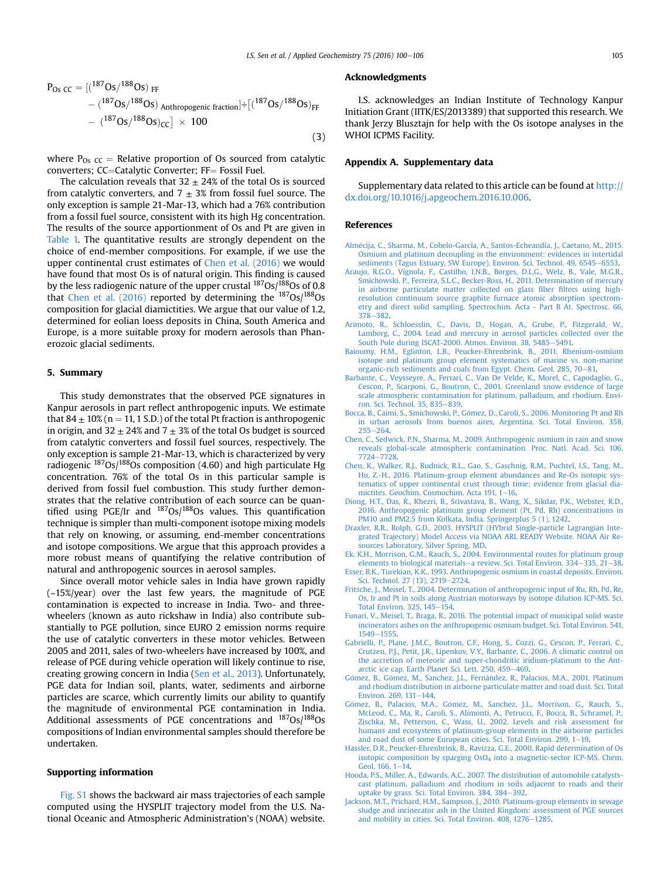$$P_{Os\ CC} = [(^{187}Os/^{188}Os)_{FF} - (^{187}Os/^{188}Os)_{Anthropogenic\ fraction}] \div [(^{187}Os/^{188}Os)_{FF} - (^{187}Os/^{188}Os)_{CC}] \times 100 \quad (3)$$

where $P_{Os\ CC}$ = Relative proportion of Os sourced from catalytic converters; CC=Catalytic Converter; FF= Fossil Fuel.

The calculation reveals that 32 ± 24% of the total Os is sourced from catalytic converters, and 7 ± 3% from fossil fuel source. The only exception is sample 21-Mar-13, which had a 76% contribution from a fossil fuel source, consistent with its high Hg concentration. The results of the source apportionment of Os and Pt are given in Table 1. The quantitative results are strongly dependent on the choice of end-member compositions. For example, if we use the upper continental crust estimates of Chen et al. (2016) we would have found that most Os is of natural origin. This finding is caused by the less radiogenic nature of the upper crustal $^{187}Os/^{188}Os$ of 0.8 that Chen et al. (2016) reported by determining the $^{187}Os/^{188}Os$ composition for glacial diamictites. We argue that our value of 1.2, determined for eolian loess deposits in China, South America and Europe, is a more suitable proxy for modern aerosols than Phanerozoic glacial sediments.

## 5. Summary

This study demonstrates that the observed PGE signatures in Kanpur aerosols in part reflect anthropogenic inputs. We estimate that 84 ± 10% (n = 11, 1 S.D.) of the total Pt fraction is anthropogenic in origin, and 32 ± 24% and 7 ± 3% of the total Os budget is sourced from catalytic converters and fossil fuel sources, respectively. The only exception is sample 21-Mar-13, which is characterized by very radiogenic $^{187}Os/^{188}Os$ composition (4.60) and high particulate Hg concentration. 76% of the total Os in this particular sample is derived from fossil fuel combustion. This study further demonstrates that the relative contribution of each source can be quantified using PGE/Ir and $^{187}Os/^{188}Os$ values. This quantification technique is simpler than multi-component isotope mixing models that rely on knowing, or assuming, end-member concentrations and isotope compositions. We argue that this approach provides a more robust means of quantifying the relative contribution of natural and anthropogenic sources in aerosol samples.

Since overall motor vehicle sales in India have grown rapidly (~15%/year) over the last few years, the magnitude of PGE contamination is expected to increase in India. Two- and three-wheelers (known as auto rickshaw in India) also contribute substantially to PGE pollution, since EURO 2 emission norms require the use of catalytic converters in these motor vehicles. Between 2005 and 2011, sales of two-wheelers have increased by 100%, and release of PGE during vehicle operation will likely continue to rise, creating growing concern in India (Sen et al., 2013). Unfortunately, PGE data for Indian soil, plants, water, sediments and airborne particles are scarce, which currently limits our ability to quantify the magnitude of environmental PGE contamination in India. Additional assessments of PGE concentrations and $^{187}Os/^{188}Os$ compositions of Indian environmental samples should therefore be undertaken.

## Supporting information

Fig. S1 shows the backward air mass trajectories of each sample computed using the HYSPLIT trajectory model from the U.S. National Oceanic and Atmospheric Administration's (NOAA) website.

## Acknowledgments

I.S. acknowledges an Indian Institute of Technology Kanpur Initiation Grant (IITK/ES/2013389) that supported this research. We thank Jerzy Blusztajn for help with the Os isotope analyses in the WHOI ICPMS Facility.

## Appendix A. Supplementary data

Supplementary data related to this article can be found at http://dx.doi.org/10.1016/j.apgeochem.2016.10.006.

## References

- Almécija, C., Sharma, M., Cobelo-García, A., Santos-Echeandía, J., Caetano, M., 2015. Osmium and platinum decoupling in the environment: evidences in intertidal sediments (Tagus Estuary, SW Europe). Environ. Sci. Technol. 49, 6545–6553.
- Araujo, R.G.O., Vignola, F., Castilho, I.N.B., Borges, D.L.G., Welz, B., Vale, M.G.R., Smichowski, P., Ferreira, S.L.C., Becker-Ross, H., 2011. Determination of mercury in airborne particulate matter collected on glass fiber filters using high-resolution continuum source graphite furnace atomic absorption spectrometry and direct solid sampling. Spectrochim. Acta - Part B At. Spectrosc. 66, 378–382.
- Arimoto, R., Schloesslin, C., Davis, D., Hogan, A., Grube, P., Fitzgerald, W., Lamborg, C., 2004. Lead and mercury in aerosol particles collected over the South Pole during ISCAT-2000. Atmos. Environ. 38, 5485–5491.
- Baioumy, H.M., Eglinton, L.B., Peucker-Ehrenbrink, B., 2011. Rhenium-osmium isotope and platinum group element systematics of marine vs. non-marine organic-rich sediments and coals from Egypt. Chem. Geol. 285, 70–81.
- Barbante, C., Veysseyre, A., Ferrari, C., Van De Velde, K., Morel, C., Capodaglio, G., Cescon, P., Scarponi, G., Boutron, C., 2001. Greenland snow evidence of large scale atmospheric contamination for platinum, palladium, and rhodium. Environ. Sci. Technol. 35, 835–839.
- Bocca, B., Caimi, S., Smichowski, P., Gómez, D., Caroli, S., 2006. Monitoring Pt and Rh in urban aerosols from buenos aires, Argentina. Sci. Total Environ. 358, 255–264.
- Chen, C., Sedwick, P.N., Sharma, M., 2009. Anthropogenic osmium in rain and snow reveals global-scale atmospheric contamination. Proc. Natl. Acad. Sci. 106, 7724–7728.
- Chen, K., Walker, R.J., Rudnick, R.L., Gao, S., Gaschnig, R.M., Puchtel, I.S., Tang, M., Hu, Z.-H., 2016. Platinum-group element abundances and Re-Os isotopic systematics of upper continental crust through time: evidence from glacial diamictites. Geochim. Cosmochim. Acta 191, 1–16.
- Diong, H.T., Das, R., Khezri, B., Srivastava, B., Wang, X., Sikdar, P.K., Webster, R.D., 2016. Anthropogenic platinum group element (Pt, Pd, Rh) concentrations in PM10 and PM2.5 from Kolkata, India. Springerplus 5 (1), 1242.
- Draxler, R.R., Rolph, G.D., 2003. HYSPLIT (HYbrid Single-particle Lagrangian Integrated Trajectory) Model Access via NOAA ARL READY Website. NOAA Air Resources Laboratory, Silver Spring, MD.
- Ek, K.H., Morrison, G.M., Rauch, S., 2004. Environmental routes for platinum group elements to biological materials—a review. Sci. Total Environ. 334–335, 21–38.
- Esser, B.K., Turekian, K.K., 1993. Anthropogenic osmium in coastal deposits. Environ. Sci. Technol. 27 (13), 2719–2724.
- Fritsche, J., Meisel, T., 2004. Determination of anthropogenic input of Ru, Rh, Pd, Re, Os, Ir and Pt in soils along Austrian motorways by isotope dilution ICP-MS. Sci. Total Environ. 325, 145–154.
- Funari, V., Meisel, T., Braga, R., 2016. The potential impact of municipal solid waste incinerators ashes on the anthropogenic osmium budget. Sci. Total Environ. 541, 1549–1555.
- Gabrielli, P., Plane, J.M.C., Boutron, C.F., Hong, S., Cozzi, G., Cescon, P., Ferrari, C., Crutzen, P.J., Petit, J.R., Lipenkov, V.Y., Barbante, C., 2006. A climatic control on the accretion of meteoric and super-chondritic iridium-platinum to the Antarctic ice cap. Earth Planet Sci. Lett. 250, 459–469.
- Gómez, B., Gómez, M., Sanchez, J.L., Fernández, R., Palacios, M.A., 2001. Platinum and rhodium distribution in airborne particulate matter and road dust. Sci. Total Environ. 269, 131–144.
- Gómez, B., Palacios, M.A., Gómez, M., Sanchez, J.L., Morrison, G., Rauch, S., McLeod, C., Ma, R., Caroli, S., Alimonti, A., Petrucci, F., Bocca, B., Schramel, P., Zischka, M., Petterson, C., Wass, U., 2002. Levels and risk assessment for humans and ecosystems of platinum-group elements in the airborne particles and road dust of some European cities. Sci. Total Environ. 299, 1–19.
- Hassler, D.R., Peucker-Ehrenbrink, B., Ravizza, G.E., 2000. Rapid determination of Os isotopic composition by sparging $OsO_4$ into a magnetic-sector ICP-MS. Chem. Geol. 166, 1–14.
- Hooda, P.S., Miller, A., Edwards, A.C., 2007. The distribution of automobile catalysts-cast platinum, palladium and rhodium in soils adjacent to roads and their uptake by grass. Sci. Total Environ. 384, 384–392.
- Jackson, M.T., Prichard, H.M., Sampson, J., 2010. Platinum-group elements in sewage sludge and incinerator ash in the United Kingdom: assessment of PGE sources and mobility in cities. Sci. Total Environ. 408, 1276–1285.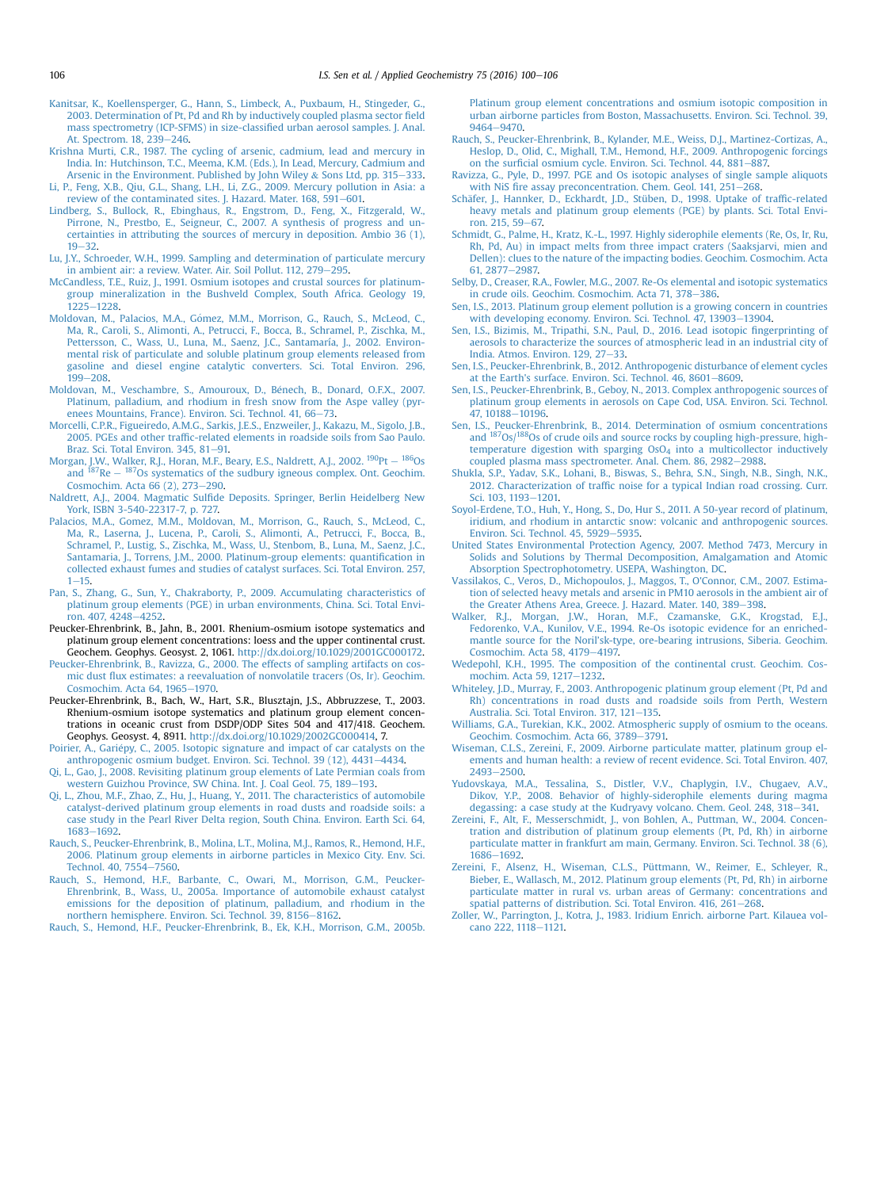Kanitsar, K., Koellensperger, G., Hann, S., Limbeck, A., Puxbaum, H., Stingeder, G., 2003. Determination of Pt, Pd and Rh by inductively coupled plasma sector field mass spectrometry (ICP-SFMS) in size-classified urban aerosol samples. J. Anal. At. Spectrom. 18, 239–246.

Krishna Murti, C.R., 1987. The cycling of arsenic, cadmium, lead and mercury in India. In: Hutchinson, T.C., Meema, K.M. (Eds.), In Lead, Mercury, Cadmium and Arsenic in the Environment. Published by John Wiley & Sons Ltd, pp. 315–333.

Li, P., Feng, X.B., Qiu, G.L., Shang, L.H., Li, Z.G., 2009. Mercury pollution in Asia: a review of the contaminated sites. J. Hazard. Mater. 168, 591–601.

Lindberg, S., Bullock, R., Ebinghaus, R., Engstrom, D., Feng, X., Fitzgerald, W., Pirrone, N., Prestbo, E., Seigneur, C., 2007. A synthesis of progress and uncertainties in attributing the sources of mercury in deposition. Ambio 36 (1), 19–32.

Lu, J.Y., Schroeder, W.H., 1999. Sampling and determination of particulate mercury in ambient air: a review. Water. Air. Soil Pollut. 112, 279–295.

McCandless, T.E., Ruiz, J., 1991. Osmium isotopes and crustal sources for platinum-group mineralization in the Bushveld Complex, South Africa. Geology 19, 1225–1228.

Moldovan, M., Palacios, M.A., Gómez, M.M., Morrison, G., Rauch, S., McLeod, C., Ma, R., Caroli, S., Alimonti, A., Petrucci, F., Bocca, B., Schramel, P., Zischka, M., Pettersson, C., Wass, U., Luna, M., Saenz, J.C., Santamaría, J., 2002. Environmental risk of particulate and soluble platinum group elements released from gasoline and diesel engine catalytic converters. Sci. Total Environ. 296, 199–208.

Moldovan, M., Veschambre, S., Amouroux, D., Bénech, B., Donard, O.F.X., 2007. Platinum, palladium, and rhodium in fresh snow from the Aspe valley (pyrenees Mountains, France). Environ. Sci. Technol. 41, 66–73.

Morcelli, C.P.R., Figueiredo, A.M.G., Sarkis, J.E.S., Enzweiler, J., Kakazu, M., Sigolo, J.B., 2005. PGEs and other traffic-related elements in roadside soils from Sao Paulo. Braz. Sci. Total Environ. 345, 81–91.

Morgan, J.W., Walker, R.J., Horan, M.F., Beary, E.S., Naldrett, A.J., 2002. $^{190}$Pt – $^{186}$Os and $^{187}$Re – $^{187}$Os systematics of the sudbury igneous complex. Ont. Geochim. Cosmochim. Acta 66 (2), 273–290.

Naldrett, A.J., 2004. Magmatic Sulfide Deposits. Springer, Berlin Heidelberg New York, ISBN 3-540-22317-7, p. 727.

Palacios, M.A., Gomez, M.M., Moldovan, M., Morrison, G., Rauch, S., McLeod, C., Ma, R., Laserna, J., Lucena, P., Caroli, S., Alimonti, A., Petrucci, F., Bocca, B., Schramel, P., Lustig, S., Zischka, M., Wass, U., Stenbom, B., Luna, M., Saenz, J.C., Santamaria, J., Torrens, J.M., 2000. Platinum-group elements: quantification in collected exhaust fumes and studies of catalyst surfaces. Sci. Total Environ. 257, 1–15.

Pan, S., Zhang, G., Sun, Y., Chakraborty, P., 2009. Accumulating characteristics of platinum group elements (PGE) in urban environments, China. Sci. Total Environ. 407, 4248–4252.

Peucker-Ehrenbrink, B., Jahn, B., 2001. Rhenium-osmium isotope systematics and platinum group element concentrations: loess and the upper continental crust. Geochem. Geophys. Geosyst. 2, 1061. http://dx.doi.org/10.1029/2001GC000172.

Peucker-Ehrenbrink, B., Ravizza, G., 2000. The effects of sampling artifacts on cosmic dust flux estimates: a reevaluation of nonvolatile tracers (Os, Ir). Geochim. Cosmochim. Acta 64, 1965–1970.

Peucker-Ehrenbrink, B., Bach, W., Hart, S.R., Blusztajn, J.S., Abbruzzese, T., 2003. Rhenium-osmium isotope systematics and platinum group element concentrations in oceanic crust from DSDP/ODP Sites 504 and 417/418. Geochem. Geophys. Geosyst. 4, 8911. http://dx.doi.org/10.1029/2002GC000414, 7.

Poirier, A., Gariépy, C., 2005. Isotopic signature and impact of car catalysts on the anthropogenic osmium budget. Environ. Sci. Technol. 39 (12), 4431–4434.

Qi, L., Gao, J., 2008. Revisiting platinum group elements of Late Permian coals from western Guizhou Province, SW China. Int. J. Coal Geol. 75, 189–193.

Qi, L., Zhou, M.F., Zhao, Z., Hu, J., Huang, Y., 2011. The characteristics of automobile catalyst-derived platinum group elements in road dusts and roadside soils: a case study in the Pearl River Delta region, South China. Environ. Earth Sci. 64, 1683–1692.

Rauch, S., Peucker-Ehrenbrink, B., Molina, L.T., Molina, M.J., Ramos, R., Hemond, H.F., 2006. Platinum group elements in airborne particles in Mexico City. Env. Sci. Technol. 40, 7554–7560.

Rauch, S., Hemond, H.F., Barbante, C., Owari, M., Morrison, G.M., Peucker-Ehrenbrink, B., Wass, U., 2005a. Importance of automobile exhaust catalyst emissions for the deposition of platinum, palladium, and rhodium in the northern hemisphere. Environ. Sci. Technol. 39, 8156–8162.

Rauch, S., Hemond, H.F., Peucker-Ehrenbrink, B., Ek, K.H., Morrison, G.M., 2005b. Platinum group element concentrations and osmium isotopic composition in urban airborne particles from Boston, Massachusetts. Environ. Sci. Technol. 39, 9464–9470.

Rauch, S., Peucker-Ehrenbrink, B., Kylander, M.E., Weiss, D.J., Martinez-Cortizas, A., Heslop, D., Olid, C., Mighall, T.M., Hemond, H.F., 2009. Anthropogenic forcings on the surficial osmium cycle. Environ. Sci. Technol. 44, 881–887.

Ravizza, G., Pyle, D., 1997. PGE and Os isotopic analyses of single sample aliquots with NiS fire assay preconcentration. Chem. Geol. 141, 251–268.

Schäfer, J., Hannker, D., Eckhardt, J.D., Stüben, D., 1998. Uptake of traffic-related heavy metals and platinum group elements (PGE) by plants. Sci. Total Environ. 215, 59–67.

Schmidt, G., Palme, H., Kratz, K.-L., 1997. Highly siderophile elements (Re, Os, Ir, Ru, Rh, Pd, Au) in impact melts from three impact craters (Saaksjarvi, mien and Dellen): clues to the nature of the impacting bodies. Geochim. Cosmochim. Acta 61, 2877–2987.

Selby, D., Creaser, R.A., Fowler, M.G., 2007. Re-Os elemental and isotopic systematics in crude oils. Geochim. Cosmochim. Acta 71, 378–386.

Sen, I.S., 2013. Platinum group element pollution is a growing concern in countries with developing economy. Environ. Sci. Technol. 47, 13903–13904.

Sen, I.S., Bizimis, M., Tripathi, S.N., Paul, D., 2016. Lead isotopic fingerprinting of aerosols to characterize the sources of atmospheric lead in an industrial city of India. Atmos. Environ. 129, 27–33.

Sen, I.S., Peucker-Ehrenbrink, B., 2012. Anthropogenic disturbance of element cycles at the Earth's surface. Environ. Sci. Technol. 46, 8601–8609.

Sen, I.S., Peucker-Ehrenbrink, B., Geboy, N., 2013. Complex anthropogenic sources of platinum group elements in aerosols on Cape Cod, USA. Environ. Sci. Technol. 47, 10188–10196.

Sen, I.S., Peucker-Ehrenbrink, B., 2014. Determination of osmium concentrations and $^{187}$Os/$^{188}$Os of crude oils and source rocks by coupling high-pressure, high-temperature digestion with sparging $OsO_4$ into a multicollector inductively coupled plasma mass spectrometer. Anal. Chem. 86, 2982–2988.

Shukla, S.P., Yadav, S.K., Lohani, B., Biswas, S., Behra, S.N., Singh, N.B., Singh, N.K., 2012. Characterization of traffic noise for a typical Indian road crossing. Curr. Sci. 103, 1193–1201.

Soyol-Erdene, T.O., Huh, Y., Hong, S., Do, Hur S., 2011. A 50-year record of platinum, iridium, and rhodium in antarctic snow: volcanic and anthropogenic sources. Environ. Sci. Technol. 45, 5929–5935.

United States Environmental Protection Agency, 2007. Method 7473, Mercury in Solids and Solutions by Thermal Decomposition, Amalgamation and Atomic Absorption Spectrophotometry. USEPA, Washington, DC.

Vassilakos, C., Veros, D., Michopoulos, J., Maggos, T., O'Connor, C.M., 2007. Estimation of selected heavy metals and arsenic in PM10 aerosols in the ambient air of the Greater Athens Area, Greece. J. Hazard. Mater. 140, 389–398.

Walker, R.J., Morgan, J.W., Horan, M.F., Czamanske, G.K., Krogstad, E.J., Fedorenko, V.A., Kunilov, V.E., 1994. Re-Os isotopic evidence for an enriched-mantle source for the Noril'sk-type, ore-bearing intrusions, Siberia. Geochim. Cosmochim. Acta 58, 4179–4197.

Wedepohl, K.H., 1995. The composition of the continental crust. Geochim. Cosmochim. Acta 59, 1217–1232.

Whiteley, J.D., Murray, F., 2003. Anthropogenic platinum group element (Pt, Pd and Rh) concentrations in road dusts and roadside soils from Perth, Western Australia. Sci. Total Environ. 317, 121–135.

Williams, G.A., Turekian, K.K., 2002. Atmospheric supply of osmium to the oceans. Geochim. Cosmochim. Acta 66, 3789–3791.

Wiseman, C.L.S., Zereini, F., 2009. Airborne particulate matter, platinum group elements and human health: a review of recent evidence. Sci. Total Environ. 407, 2493–2500.

Yudovskaya, M.A., Tessalina, S., Distler, V.V., Chaplygin, I.V., Chugaev, A.V., Dikov, Y.P., 2008. Behavior of highly-siderophile elements during magma degassing: a case study at the Kudryavy volcano. Chem. Geol. 248, 318–341.

Zereini, F., Alt, F., Messerschmidt, J., von Bohlen, A., Puttman, W., 2004. Concentration and distribution of platinum group elements (Pt, Pd, Rh) in airborne particulate matter in frankfurt am main, Germany. Environ. Sci. Technol. 38 (6), 1686–1692.

Zereini, F., Alsenz, H., Wiseman, C.L.S., Püttmann, W., Reimer, E., Schleyer, R., Bieber, E., Wallasch, M., 2012. Platinum group elements (Pt, Pd, Rh) in airborne particulate matter in rural vs. urban areas of Germany: concentrations and spatial patterns of distribution. Sci. Total Environ. 416, 261–268.

Zoller, W., Parrington, J., Kotra, J., 1983. Iridium Enrich. airborne Part. Kilauea volcano 222, 1118–1121.